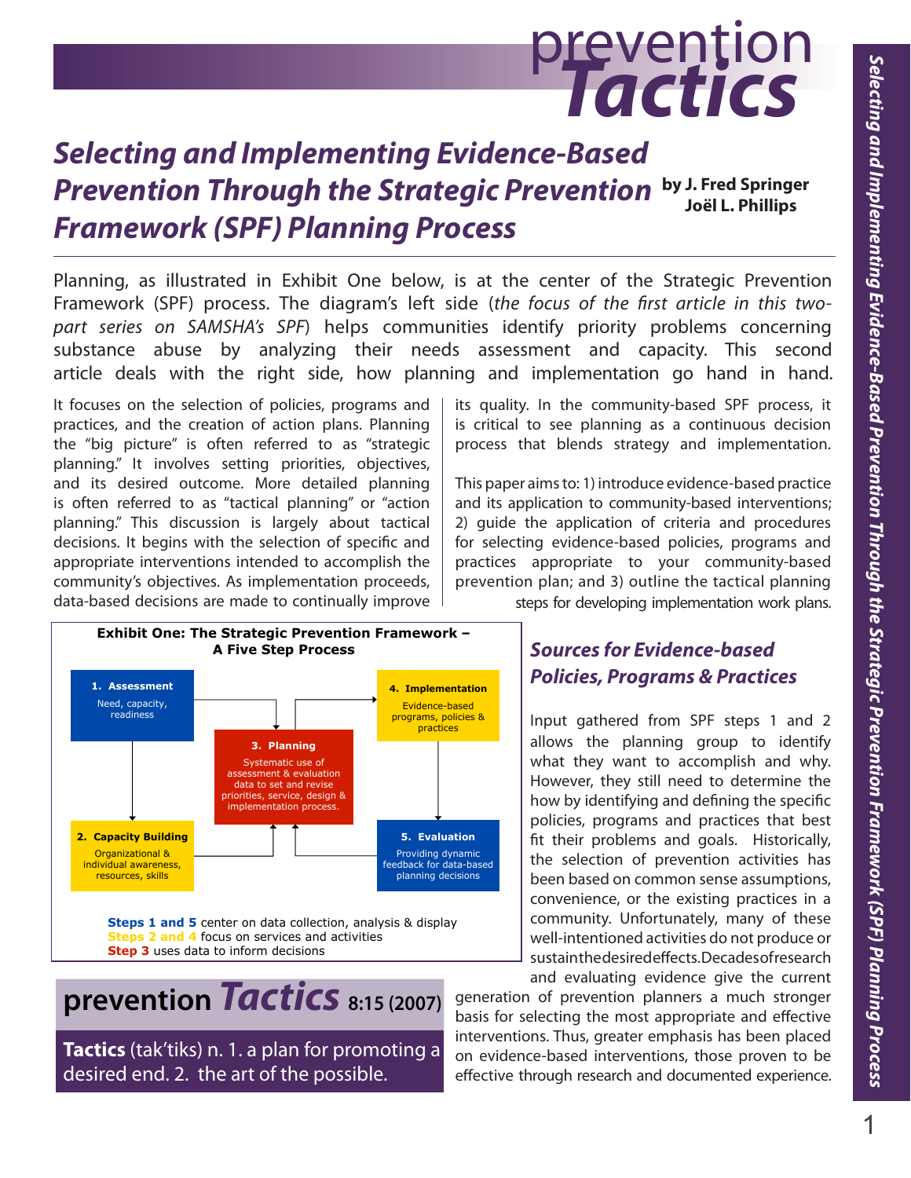# Selecting and Implementing Evidence-Based Prevention Through the Strategic Prevention Framework (SPF) Planning Process

**by J. Fred Springer**
**Joël L. Phillips**

Planning, as illustrated in Exhibit One below, is at the center of the Strategic Prevention Framework (SPF) process. The diagram's left side (*the focus of the first article in this two-part series on SAMSHA's SPF*) helps communities identify priority problems concerning substance abuse by analyzing their needs assessment and capacity. This second article deals with the right side, how planning and implementation go hand in hand.

It focuses on the selection of policies, programs and practices, and the creation of action plans. Planning the "big picture" is often referred to as "strategic planning." It involves setting priorities, objectives, and its desired outcome. More detailed planning is often referred to as "tactical planning" or "action planning." This discussion is largely about tactical decisions. It begins with the selection of specific and appropriate interventions intended to accomplish the community's objectives. As implementation proceeds, data-based decisions are made to continually improve its quality. In the community-based SPF process, it is critical to see planning as a continuous decision process that blends strategy and implementation.

This paper aims to: 1) introduce evidence-based practice and its application to community-based interventions; 2) guide the application of criteria and procedures for selecting evidence-based policies, programs and practices appropriate to your community-based prevention plan; and 3) outline the tactical planning steps for developing implementation work plans.

**Exhibit One: The Strategic Prevention Framework – A Five Step Process**

- **1. Assessment** – Need, capacity, readiness
- **2. Capacity Building** – Organizational & individual awareness, resources, skills
- **3. Planning** – Systematic use of assessment & evaluation data to set and revise priorities, service, design & implementation process.
- **4. Implementation** – Evidence-based programs, policies & practices
- **5. Evaluation** – Providing dynamic feedback for data-based planning decisions

**Steps 1 and 5** center on data collection, analysis & display
**Steps 2 and 4** focus on services and activities
**Step 3** uses data to inform decisions

## Sources for Evidence-based Policies, Programs & Practices

Input gathered from SPF steps 1 and 2 allows the planning group to identify what they want to accomplish and why. However, they still need to determine the how by identifying and defining the specific policies, programs and practices that best fit their problems and goals. Historically, the selection of prevention activities has been based on common sense assumptions, convenience, or the existing practices in a community. Unfortunately, many of these well-intentioned activities do not produce or sustain the desired effects. Decades of research and evaluating evidence give the current generation of prevention planners a much stronger basis for selecting the most appropriate and effective interventions. Thus, greater emphasis has been placed on evidence-based interventions, those proven to be effective through research and documented experience.

**prevention *Tactics* 8:15 (2007)**

**Tactics** (tak'tiks) n. 1. a plan for promoting a desired end. 2. the art of the possible.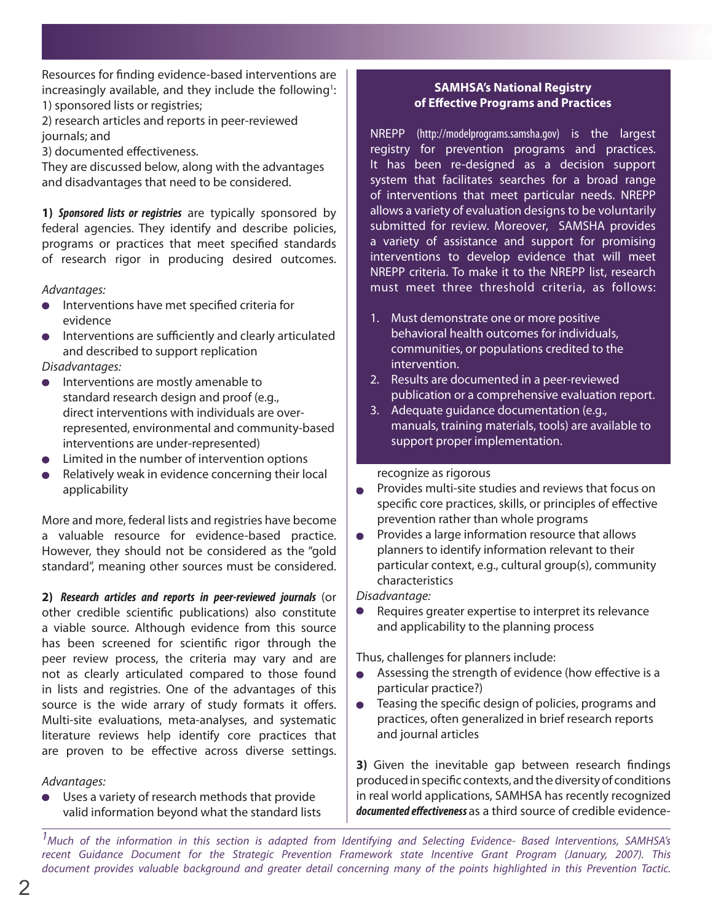Resources for finding evidence-based interventions are increasingly available, and they include the following[1]:
1) sponsored lists or registries;
2) research articles and reports in peer-reviewed journals; and
3) documented effectiveness.
They are discussed below, along with the advantages and disadvantages that need to be considered.

**1)** ***Sponsored lists or registries*** are typically sponsored by federal agencies. They identify and describe policies, programs or practices that meet specified standards of research rigor in producing desired outcomes.

*Advantages:*

- Interventions have met specified criteria for evidence
- Interventions are sufficiently and clearly articulated and described to support replication

*Disadvantages:*

- Interventions are mostly amenable to standard research design and proof (e.g., direct interventions with individuals are over-represented, environmental and community-based interventions are under-represented)
- Limited in the number of intervention options
- Relatively weak in evidence concerning their local applicability

More and more, federal lists and registries have become a valuable resource for evidence-based practice. However, they should not be considered as the "gold standard", meaning other sources must be considered.

**2)** ***Research articles and reports in peer-reviewed journals*** (or other credible scientific publications) also constitute a viable source. Although evidence from this source has been screened for scientific rigor through the peer review process, the criteria may vary and are not as clearly articulated compared to those found in lists and registries. One of the advantages of this source is the wide array of study formats it offers. Multi-site evaluations, meta-analyses, and systematic literature reviews help identify core practices that are proven to be effective across diverse settings.

*Advantages:*

- Uses a variety of research methods that provide valid information beyond what the standard lists recognize as rigorous
- Provides multi-site studies and reviews that focus on specific core practices, skills, or principles of effective prevention rather than whole programs
- Provides a large information resource that allows planners to identify information relevant to their particular context, e.g., cultural group(s), community characteristics

*Disadvantage:*

- Requires greater expertise to interpret its relevance and applicability to the planning process

Thus, challenges for planners include:

- Assessing the strength of evidence (how effective is a particular practice?)
- Teasing the specific design of policies, programs and practices, often generalized in brief research reports and journal articles

**3)** Given the inevitable gap between research findings produced in specific contexts, and the diversity of conditions in real world applications, SAMHSA has recently recognized ***documented effectiveness*** as a third source of credible evidence-

### SAMHSA's National Registry of Effective Programs and Practices

NREPP (http://modelprograms.samsha.gov) is the largest registry for prevention programs and practices. It has been re-designed as a decision support system that facilitates searches for a broad range of interventions that meet particular needs. NREPP allows a variety of evaluation designs to be voluntarily submitted for review. Moreover, SAMSHA provides a variety of assistance and support for promising interventions to develop evidence that will meet NREPP criteria. To make it to the NREPP list, research must meet three threshold criteria, as follows:

1. Must demonstrate one or more positive behavioral health outcomes for individuals, communities, or populations credited to the intervention.
2. Results are documented in a peer-reviewed publication or a comprehensive evaluation report.
3. Adequate guidance documentation (e.g., manuals, training materials, tools) are available to support proper implementation.

[1] *Much of the information in this section is adapted from Identifying and Selecting Evidence- Based Interventions, SAMHSA's recent Guidance Document for the Strategic Prevention Framework state Incentive Grant Program (January, 2007). This document provides valuable background and greater detail concerning many of the points highlighted in this Prevention Tactic.*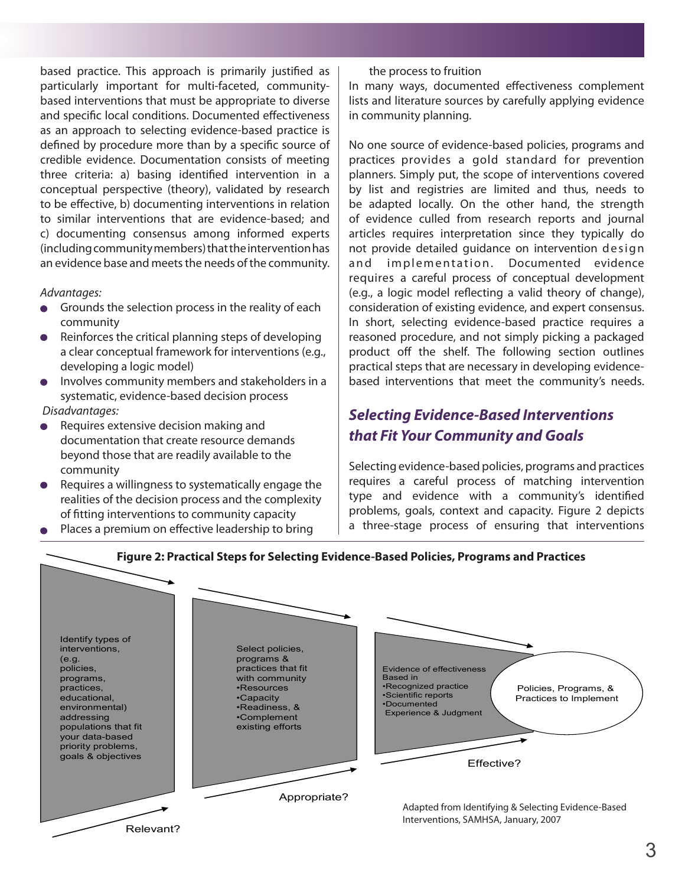based practice. This approach is primarily justified as particularly important for multi-faceted, community-based interventions that must be appropriate to diverse and specific local conditions. Documented effectiveness as an approach to selecting evidence-based practice is defined by procedure more than by a specific source of credible evidence. Documentation consists of meeting three criteria: a) basing identified intervention in a conceptual perspective (theory), validated by research to be effective, b) documenting interventions in relation to similar interventions that are evidence-based; and c) documenting consensus among informed experts (including community members) that the intervention has an evidence base and meets the needs of the community.

*Advantages:*

- Grounds the selection process in the reality of each community
- Reinforces the critical planning steps of developing a clear conceptual framework for interventions (e.g., developing a logic model)
- Involves community members and stakeholders in a systematic, evidence-based decision process

*Disadvantages:*

- Requires extensive decision making and documentation that create resource demands beyond those that are readily available to the community
- Requires a willingness to systematically engage the realities of the decision process and the complexity of fitting interventions to community capacity
- Places a premium on effective leadership to bring the process to fruition

In many ways, documented effectiveness complement lists and literature sources by carefully applying evidence in community planning.

No one source of evidence-based policies, programs and practices provides a gold standard for prevention planners. Simply put, the scope of interventions covered by list and registries are limited and thus, needs to be adapted locally. On the other hand, the strength of evidence culled from research reports and journal articles requires interpretation since they typically do not provide detailed guidance on intervention design and implementation. Documented evidence requires a careful process of conceptual development (e.g., a logic model reflecting a valid theory of change), consideration of existing evidence, and expert consensus. In short, selecting evidence-based practice requires a reasoned procedure, and not simply picking a packaged product off the shelf. The following section outlines practical steps that are necessary in developing evidence-based interventions that meet the community's needs.

## *Selecting Evidence-Based Interventions that Fit Your Community and Goals*

Selecting evidence-based policies, programs and practices requires a careful process of matching intervention type and evidence with a community's identified problems, goals, context and capacity. Figure 2 depicts a three-stage process of ensuring that interventions

**Figure 2: Practical Steps for Selecting Evidence-Based Policies, Programs and Practices**

Identify types of interventions, (e.g. policies, programs, practices, educational, environmental) addressing populations that fit your data-based priority problems, goals & objectives

Relevant?

Select policies, programs & practices that fit with community
- Resources
- Capacity
- Readiness, &
- Complement existing efforts

Appropriate?

Evidence of effectiveness Based in
- Recognized practice
- Scientific reports
- Documented Experience & Judgment

Effective?

Policies, Programs, & Practices to Implement

Adapted from Identifying & Selecting Evidence-Based Interventions, SAMHSA, January, 2007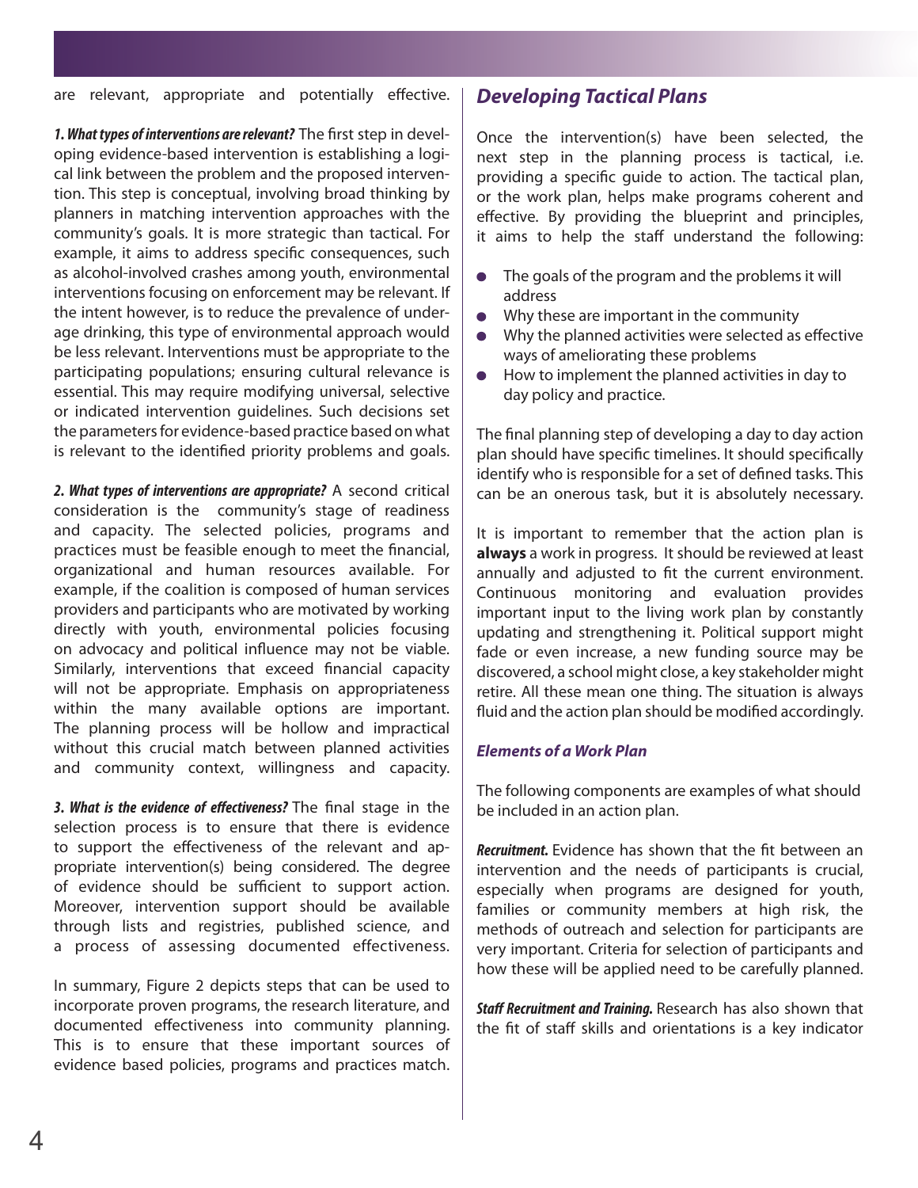are relevant, appropriate and potentially effective.

***1. What types of interventions are relevant?*** The first step in developing evidence-based intervention is establishing a logical link between the problem and the proposed intervention. This step is conceptual, involving broad thinking by planners in matching intervention approaches with the community's goals. It is more strategic than tactical. For example, it aims to address specific consequences, such as alcohol-involved crashes among youth, environmental interventions focusing on enforcement may be relevant. If the intent however, is to reduce the prevalence of underage drinking, this type of environmental approach would be less relevant. Interventions must be appropriate to the participating populations; ensuring cultural relevance is essential. This may require modifying universal, selective or indicated intervention guidelines. Such decisions set the parameters for evidence-based practice based on what is relevant to the identified priority problems and goals.

***2. What types of interventions are appropriate?*** A second critical consideration is the community's stage of readiness and capacity. The selected policies, programs and practices must be feasible enough to meet the financial, organizational and human resources available. For example, if the coalition is composed of human services providers and participants who are motivated by working directly with youth, environmental policies focusing on advocacy and political influence may not be viable. Similarly, interventions that exceed financial capacity will not be appropriate. Emphasis on appropriateness within the many available options are important. The planning process will be hollow and impractical without this crucial match between planned activities and community context, willingness and capacity.

***3. What is the evidence of effectiveness?*** The final stage in the selection process is to ensure that there is evidence to support the effectiveness of the relevant and appropriate intervention(s) being considered. The degree of evidence should be sufficient to support action. Moreover, intervention support should be available through lists and registries, published science, and a process of assessing documented effectiveness.

In summary, Figure 2 depicts steps that can be used to incorporate proven programs, the research literature, and documented effectiveness into community planning. This is to ensure that these important sources of evidence based policies, programs and practices match.

## *Developing Tactical Plans*

Once the intervention(s) have been selected, the next step in the planning process is tactical, i.e. providing a specific guide to action. The tactical plan, or the work plan, helps make programs coherent and effective. By providing the blueprint and principles, it aims to help the staff understand the following:

- The goals of the program and the problems it will address
- Why these are important in the community
- Why the planned activities were selected as effective ways of ameliorating these problems
- How to implement the planned activities in day to day policy and practice.

The final planning step of developing a day to day action plan should have specific timelines. It should specifically identify who is responsible for a set of defined tasks. This can be an onerous task, but it is absolutely necessary.

It is important to remember that the action plan is **always** a work in progress. It should be reviewed at least annually and adjusted to fit the current environment. Continuous monitoring and evaluation provides important input to the living work plan by constantly updating and strengthening it. Political support might fade or even increase, a new funding source may be discovered, a school might close, a key stakeholder might retire. All these mean one thing. The situation is always fluid and the action plan should be modified accordingly.

### *Elements of a Work Plan*

The following components are examples of what should be included in an action plan.

***Recruitment.*** Evidence has shown that the fit between an intervention and the needs of participants is crucial, especially when programs are designed for youth, families or community members at high risk, the methods of outreach and selection for participants are very important. Criteria for selection of participants and how these will be applied need to be carefully planned.

***Staff Recruitment and Training.*** Research has also shown that the fit of staff skills and orientations is a key indicator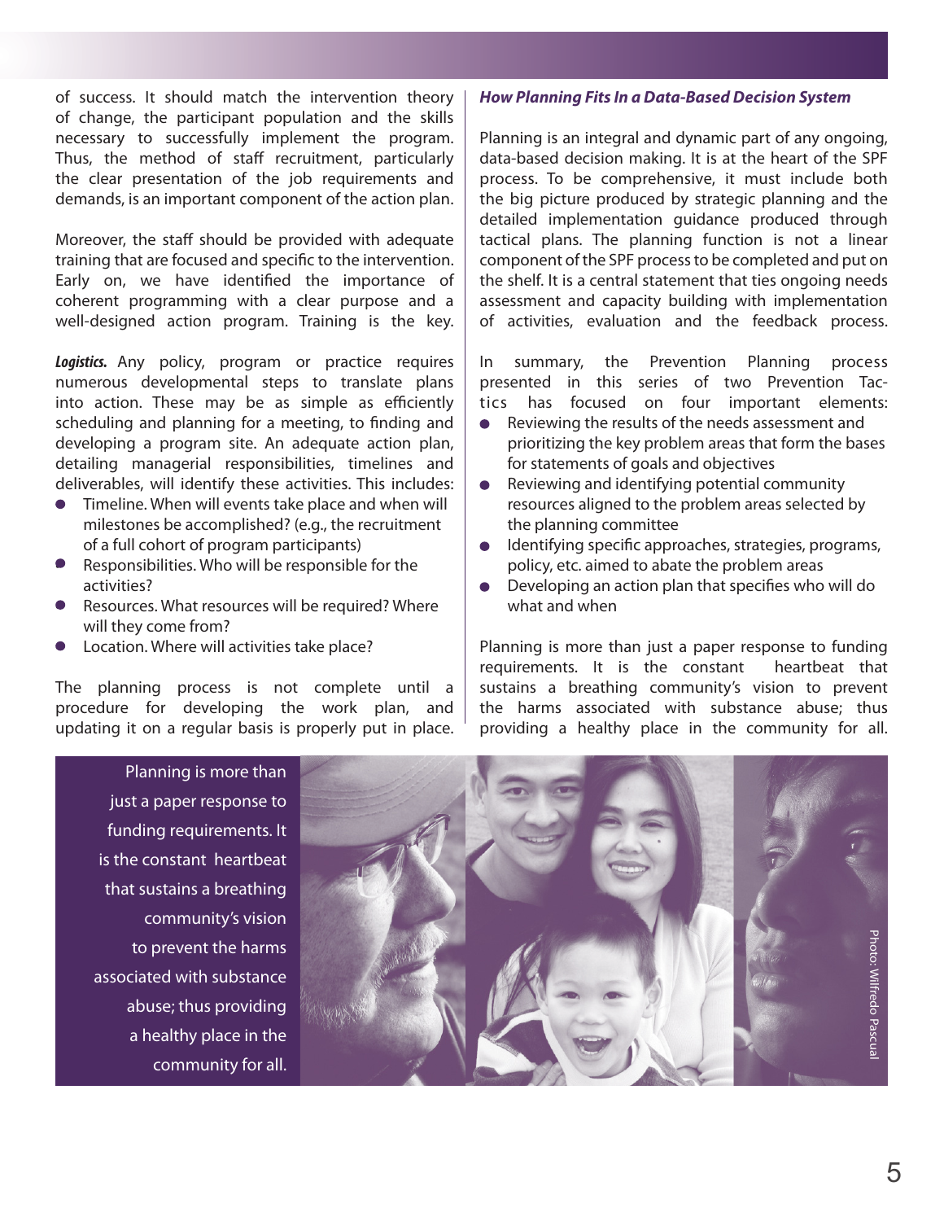of success. It should match the intervention theory of change, the participant population and the skills necessary to successfully implement the program. Thus, the method of staff recruitment, particularly the clear presentation of the job requirements and demands, is an important component of the action plan.

Moreover, the staff should be provided with adequate training that are focused and specific to the intervention. Early on, we have identified the importance of coherent programming with a clear purpose and a well-designed action program. Training is the key.

***Logistics.*** Any policy, program or practice requires numerous developmental steps to translate plans into action. These may be as simple as efficiently scheduling and planning for a meeting, to finding and developing a program site. An adequate action plan, detailing managerial responsibilities, timelines and deliverables, will identify these activities. This includes:

- Timeline. When will events take place and when will milestones be accomplished? (e.g., the recruitment of a full cohort of program participants)
- Responsibilities. Who will be responsible for the activities?
- Resources. What resources will be required? Where will they come from?
- Location. Where will activities take place?

The planning process is not complete until a procedure for developing the work plan, and updating it on a regular basis is properly put in place.

### *How Planning Fits In a Data-Based Decision System*

Planning is an integral and dynamic part of any ongoing, data-based decision making. It is at the heart of the SPF process. To be comprehensive, it must include both the big picture produced by strategic planning and the detailed implementation guidance produced through tactical plans. The planning function is not a linear component of the SPF process to be completed and put on the shelf. It is a central statement that ties ongoing needs assessment and capacity building with implementation of activities, evaluation and the feedback process.

In summary, the Prevention Planning process presented in this series of two Prevention Tactics has focused on four important elements:

- Reviewing the results of the needs assessment and prioritizing the key problem areas that form the bases for statements of goals and objectives
- Reviewing and identifying potential community resources aligned to the problem areas selected by the planning committee
- Identifying specific approaches, strategies, programs, policy, etc. aimed to abate the problem areas
- Developing an action plan that specifies who will do what and when

Planning is more than just a paper response to funding requirements. It is the constant heartbeat that sustains a breathing community's vision to prevent the harms associated with substance abuse; thus providing a healthy place in the community for all.

Planning is more than just a paper response to funding requirements. It is the constant heartbeat that sustains a breathing community's vision to prevent the harms associated with substance abuse; thus providing a healthy place in the community for all.

Photo: Wilfredo Pascual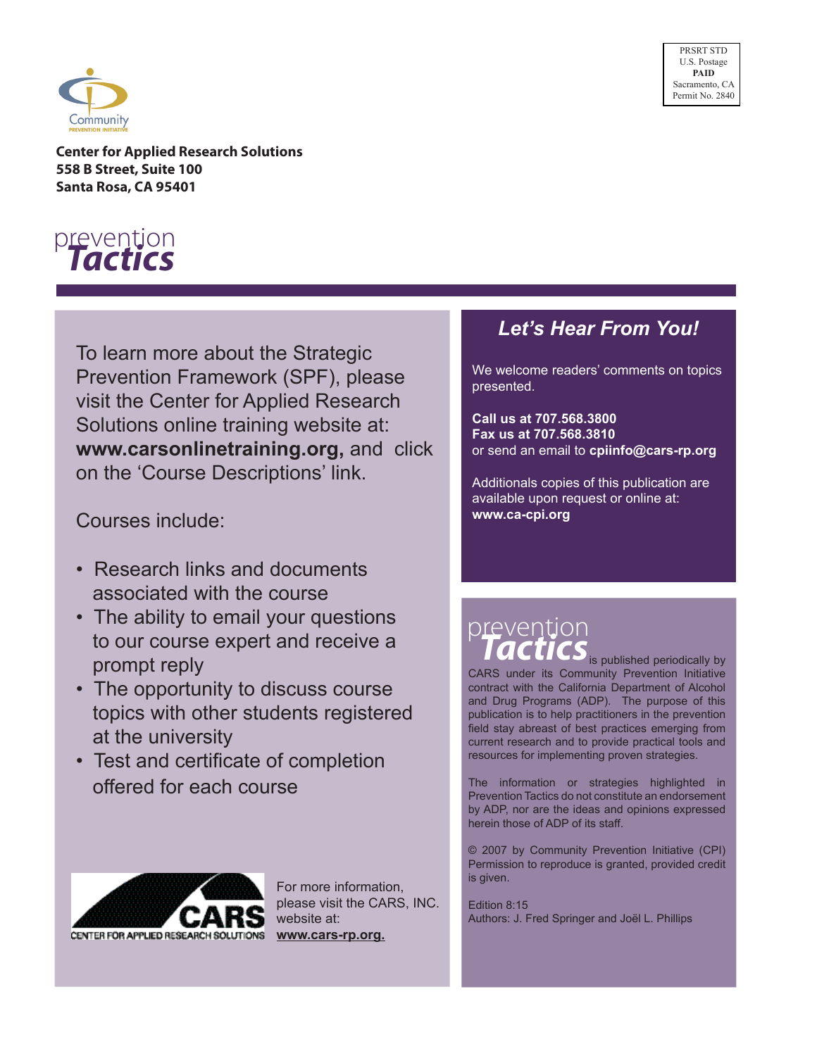Community
PREVENTION INITIATIVE

**Center for Applied Research Solutions**
**558 B Street, Suite 100**
**Santa Rosa, CA 95401**

PRSRT STD
U.S. Postage
**PAID**
Sacramento, CA
Permit No. 2840

# prevention *Tactics*

To learn more about the Strategic Prevention Framework (SPF), please visit the Center for Applied Research Solutions online training website at: **www.carsonlinetraining.org,** and click on the 'Course Descriptions' link.

Courses include:

- Research links and documents associated with the course
- The ability to email your questions to our course expert and receive a prompt reply
- The opportunity to discuss course topics with other students registered at the university
- Test and certificate of completion offered for each course

CARS
CENTER FOR APPLIED RESEARCH SOLUTIONS

For more information, please visit the CARS, INC. website at: **www.cars-rp.org.**

## *Let's Hear From You!*

We welcome readers' comments on topics presented.

**Call us at 707.568.3800**
**Fax us at 707.568.3810**
or send an email to **cpiinfo@cars-rp.org**

Additionals copies of this publication are available upon request or online at: **www.ca-cpi.org**

prevention *Tactics* is published periodically by CARS under its Community Prevention Initiative contract with the California Department of Alcohol and Drug Programs (ADP). The purpose of this publication is to help practitioners in the prevention field stay abreast of best practices emerging from current research and to provide practical tools and resources for implementing proven strategies.

The information or strategies highlighted in Prevention Tactics do not constitute an endorsement by ADP, nor are the ideas and opinions expressed herein those of ADP of its staff.

© 2007 by Community Prevention Initiative (CPI) Permission to reproduce is granted, provided credit is given.

Edition 8:15
Authors: J. Fred Springer and Joël L. Phillips